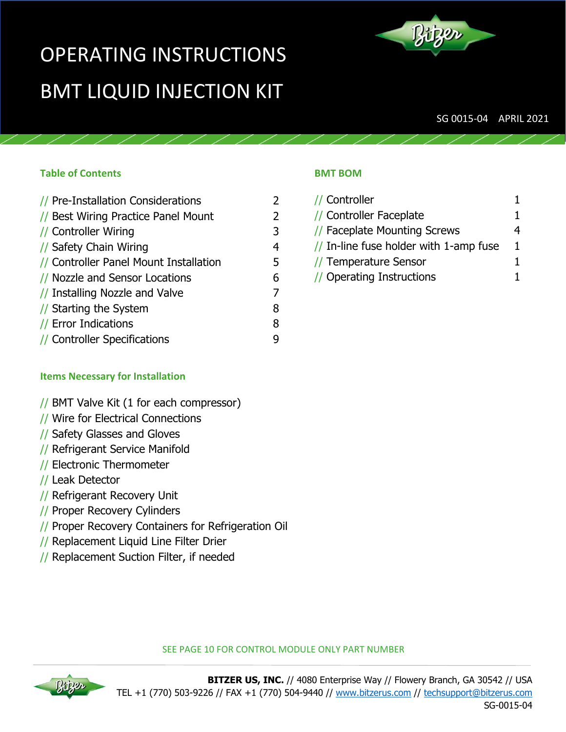# OPERATING INSTRUCTIONS

# BMT LIQUID INJECTION KIT

SG 0015-04 APRIL 2021

## Table of Contents

| | |
|---|---|
| // Pre-Installation Considerations | 2 |
| // Best Wiring Practice Panel Mount | 2 |
| // Controller Wiring | 3 |
| // Safety Chain Wiring | 4 |
| // Controller Panel Mount Installation | 5 |
| // Nozzle and Sensor Locations | 6 |
| // Installing Nozzle and Valve | 7 |
| // Starting the System | 8 |
| // Error Indications | 8 |
| // Controller Specifications | 9 |

## Items Necessary for Installation

- // BMT Valve Kit (1 for each compressor)
- // Wire for Electrical Connections
- // Safety Glasses and Gloves
- // Refrigerant Service Manifold
- // Electronic Thermometer
- // Leak Detector
- // Refrigerant Recovery Unit
- // Proper Recovery Cylinders
- // Proper Recovery Containers for Refrigeration Oil
- // Replacement Liquid Line Filter Drier
- // Replacement Suction Filter, if needed

## BMT BOM

| | |
|---|---|
| // Controller | 1 |
| // Controller Faceplate | 1 |
| // Faceplate Mounting Screws | 4 |
| // In-line fuse holder with 1-amp fuse | 1 |
| // Temperature Sensor | 1 |
| // Operating Instructions | 1 |

SEE PAGE 10 FOR CONTROL MODULE ONLY PART NUMBER

**BITZER US, INC.** // 4080 Enterprise Way // Flowery Branch, GA 30542 // USA
TEL +1 (770) 503-9226 // FAX +1 (770) 504-9440 // www.bitzerus.com // techsupport@bitzerus.com
SG-0015-04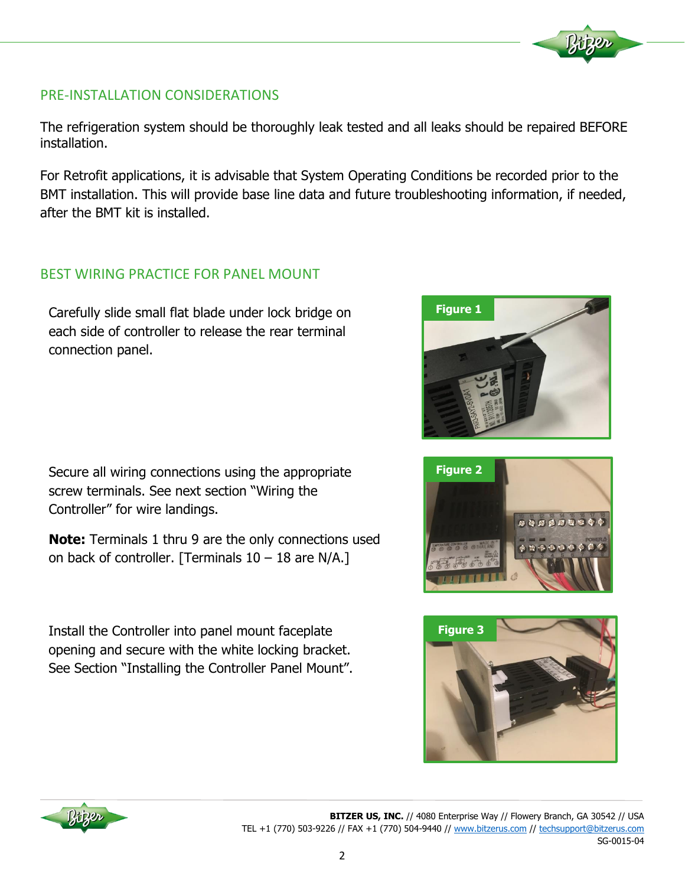## PRE-INSTALLATION CONSIDERATIONS

The refrigeration system should be thoroughly leak tested and all leaks should be repaired BEFORE installation.

For Retrofit applications, it is advisable that System Operating Conditions be recorded prior to the BMT installation. This will provide base line data and future troubleshooting information, if needed, after the BMT kit is installed.

## BEST WIRING PRACTICE FOR PANEL MOUNT

Carefully slide small flat blade under lock bridge on each side of controller to release the rear terminal connection panel.

Figure 1

Secure all wiring connections using the appropriate screw terminals. See next section "Wiring the Controller" for wire landings.

**Note:** Terminals 1 thru 9 are the only connections used on back of controller. [Terminals 10 – 18 are N/A.]

Figure 2

Install the Controller into panel mount faceplate opening and secure with the white locking bracket. See Section "Installing the Controller Panel Mount".

Figure 3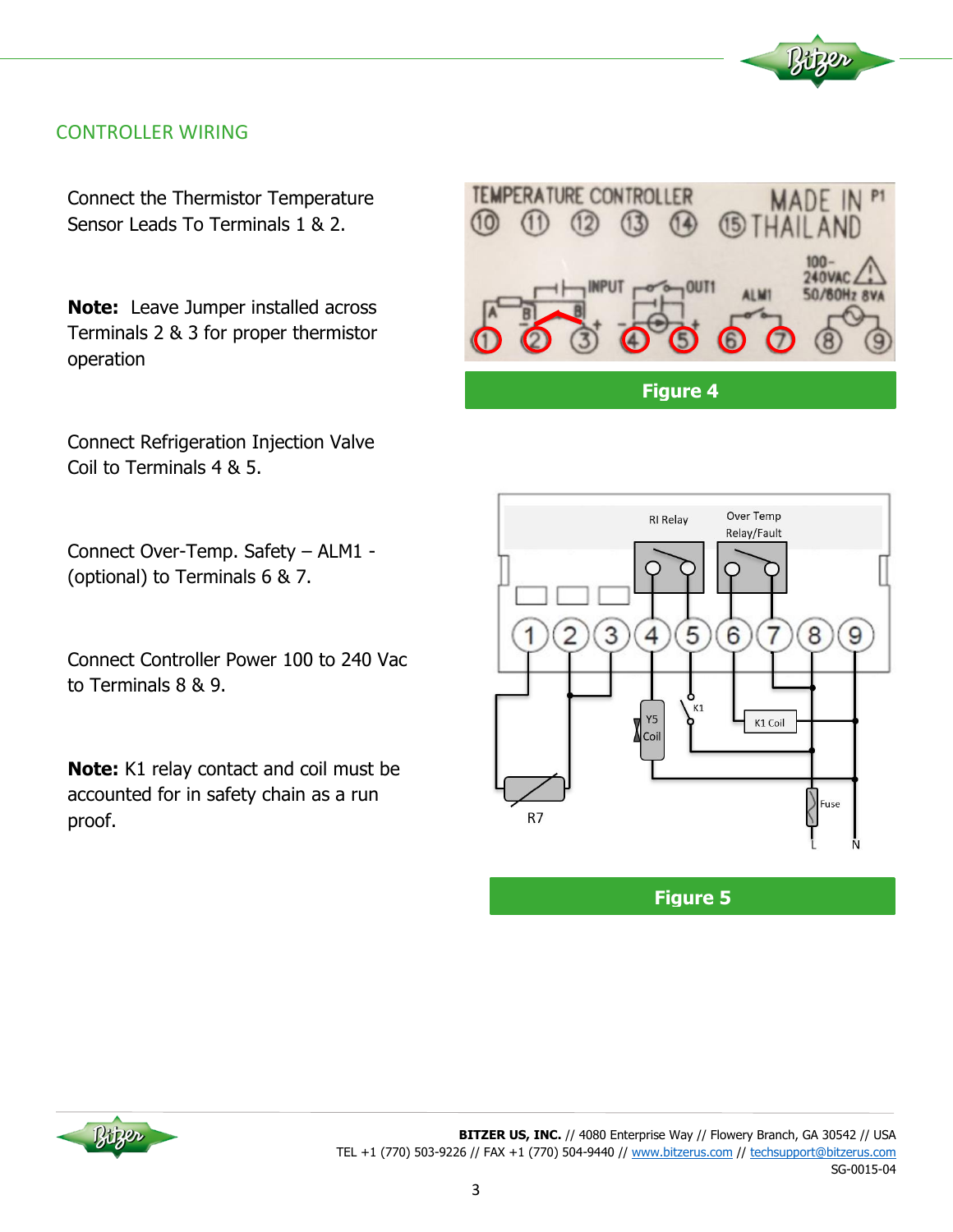## CONTROLLER WIRING

Connect the Thermistor Temperature Sensor Leads To Terminals 1 & 2.

**Note:** Leave Jumper installed across Terminals 2 & 3 for proper thermistor operation

Connect Refrigeration Injection Valve Coil to Terminals 4 & 5.

Connect Over-Temp. Safety – ALM1 - (optional) to Terminals 6 & 7.

Connect Controller Power 100 to 240 Vac to Terminals 8 & 9.

**Note:** K1 relay contact and coil must be accounted for in safety chain as a run proof.

**Figure 4**

**Figure 5**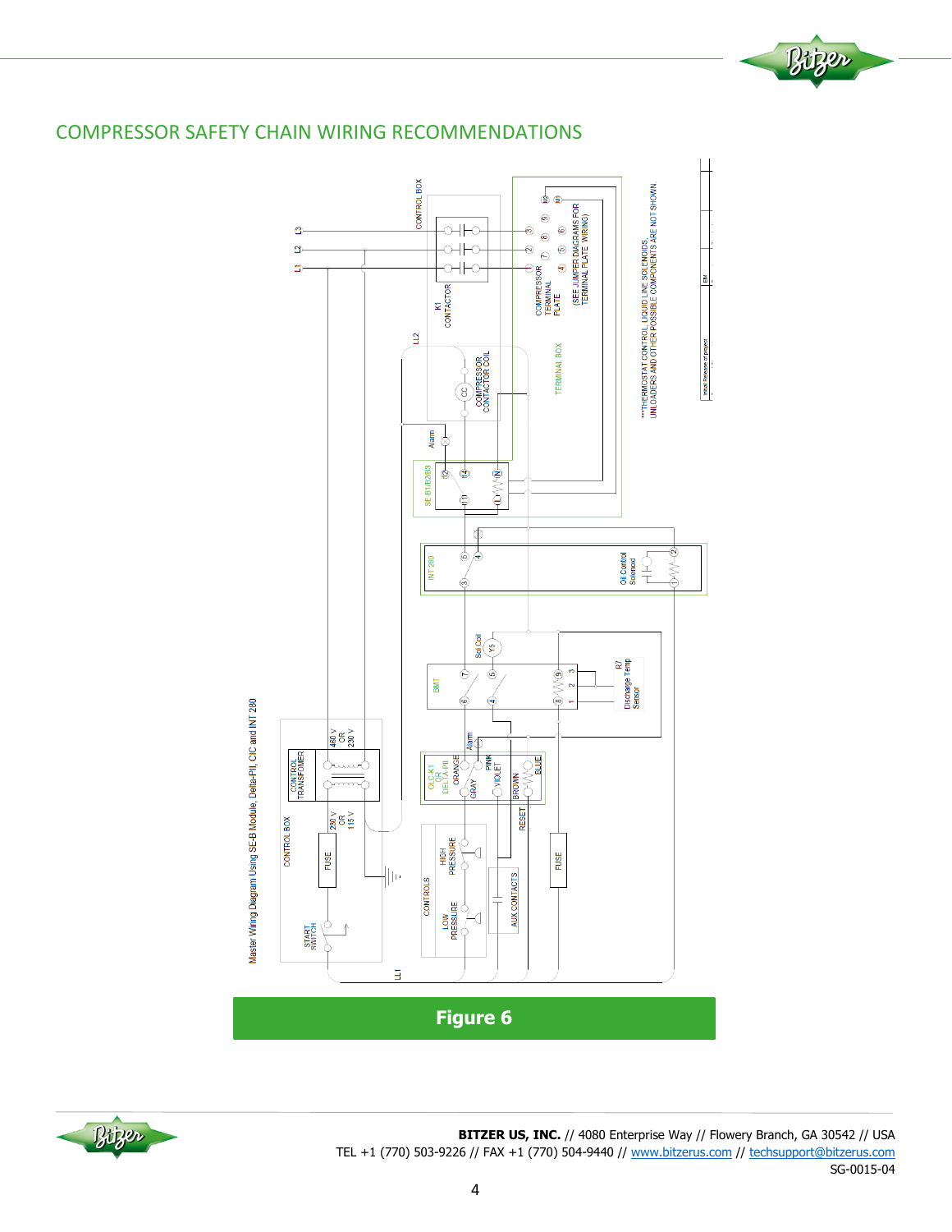## COMPRESSOR SAFETY CHAIN WIRING RECOMMENDATIONS

Master Wiring Diagram Using SE-B Module, Delta-PII, CIC and INT 280

**THERMOSTAT CONTROL, LIQUID LINE SOLENOIDS, UNLOADERS AND OTHER POSSIBLE COMPONENTS ARE NOT SHOWN.

**Figure 6**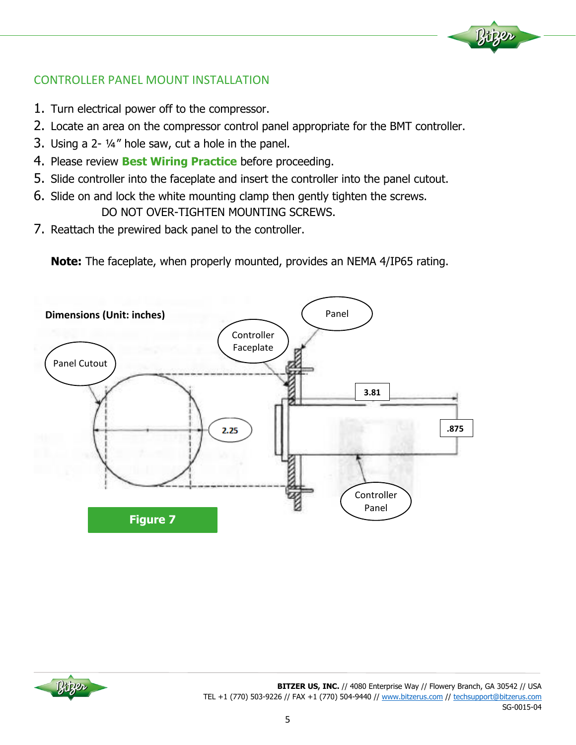## CONTROLLER PANEL MOUNT INSTALLATION

1. Turn electrical power off to the compressor.
2. Locate an area on the compressor control panel appropriate for the BMT controller.
3. Using a 2- ¼" hole saw, cut a hole in the panel.
4. Please review **Best Wiring Practice** before proceeding.
5. Slide controller into the faceplate and insert the controller into the panel cutout.
6. Slide on and lock the white mounting clamp then gently tighten the screws.
   DO NOT OVER-TIGHTEN MOUNTING SCREWS.
7. Reattach the prewired back panel to the controller.

**Note:** The faceplate, when properly mounted, provides an NEMA 4/IP65 rating.

**Dimensions (Unit: inches)**

Panel Cutout

Controller Faceplate

Panel

2.25

3.81

.875

Controller Panel

**Figure 7**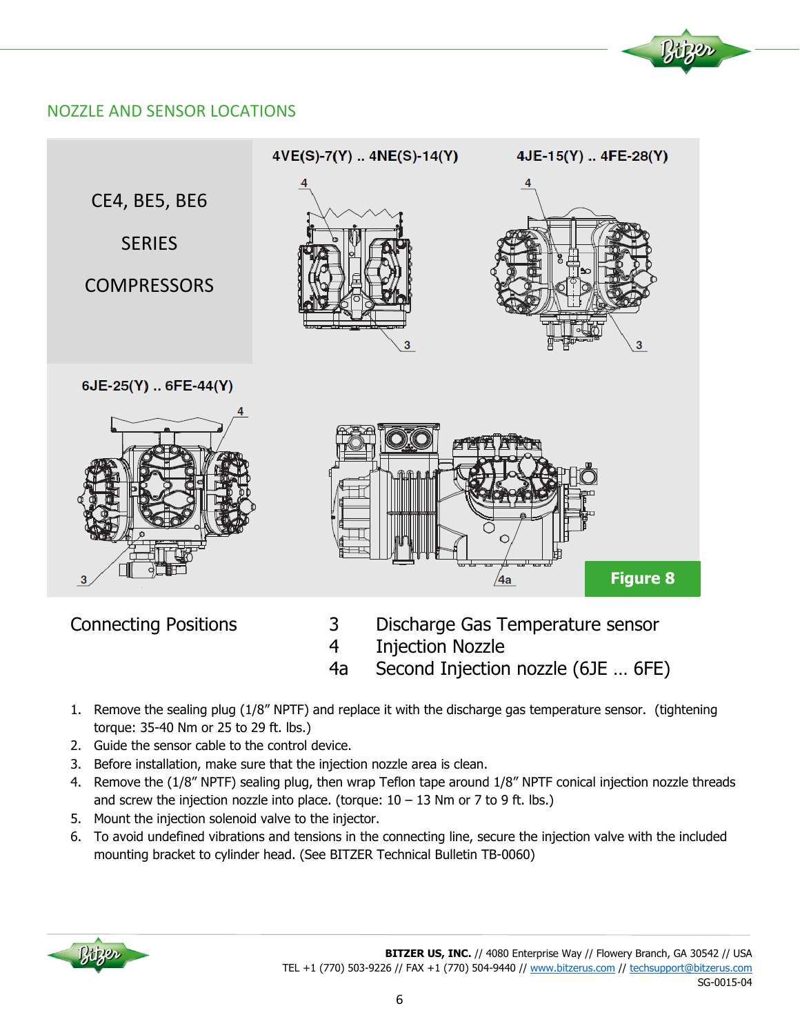## NOZZLE AND SENSOR LOCATIONS

CE4, BE5, BE6 SERIES COMPRESSORS

4VE(S)-7(Y) .. 4NE(S)-14(Y)

4JE-15(Y) .. 4FE-28(Y)

6JE-25(Y) .. 6FE-44(Y)

Figure 8

Connecting Positions

| | |
|---|---|
| 3 | Discharge Gas Temperature sensor |
| 4 | Injection Nozzle |
| 4a | Second Injection nozzle (6JE … 6FE) |

1. Remove the sealing plug (1/8" NPTF) and replace it with the discharge gas temperature sensor. (tightening torque: 35-40 Nm or 25 to 29 ft. lbs.)
2. Guide the sensor cable to the control device.
3. Before installation, make sure that the injection nozzle area is clean.
4. Remove the (1/8" NPTF) sealing plug, then wrap Teflon tape around 1/8" NPTF conical injection nozzle threads and screw the injection nozzle into place. (torque: 10 – 13 Nm or 7 to 9 ft. lbs.)
5. Mount the injection solenoid valve to the injector.
6. To avoid undefined vibrations and tensions in the connecting line, secure the injection valve with the included mounting bracket to cylinder head. (See BITZER Technical Bulletin TB-0060)

**BITZER US, INC.** // 4080 Enterprise Way // Flowery Branch, GA 30542 // USA
TEL +1 (770) 503-9226 // FAX +1 (770) 504-9440 // www.bitzerus.com // techsupport@bitzerus.com
SG-0015-04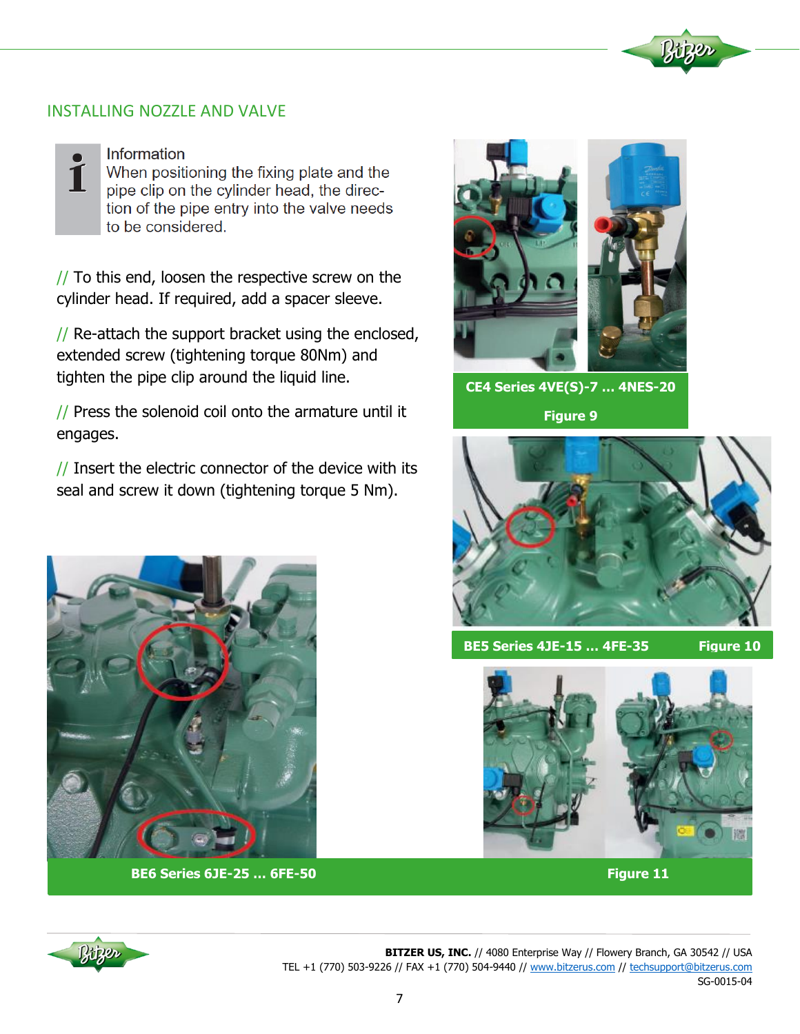## INSTALLING NOZZLE AND VALVE

**Information**
When positioning the fixing plate and the pipe clip on the cylinder head, the direction of the pipe entry into the valve needs to be considered.

// To this end, loosen the respective screw on the cylinder head. If required, add a spacer sleeve.

// Re-attach the support bracket using the enclosed, extended screw (tightening torque 80Nm) and tighten the pipe clip around the liquid line.

// Press the solenoid coil onto the armature until it engages.

// Insert the electric connector of the device with its seal and screw it down (tightening torque 5 Nm).

CE4 Series 4VE(S)-7 ... 4NES-20

Figure 9

BE5 Series 4JE-15 ... 4FE-35 Figure 10

BE6 Series 6JE-25 ... 6FE-50 Figure 11

BITZER US, INC. // 4080 Enterprise Way // Flowery Branch, GA 30542 // USA
TEL +1 (770) 503-9226 // FAX +1 (770) 504-9440 // www.bitzerus.com // techsupport@bitzerus.com
SG-0015-04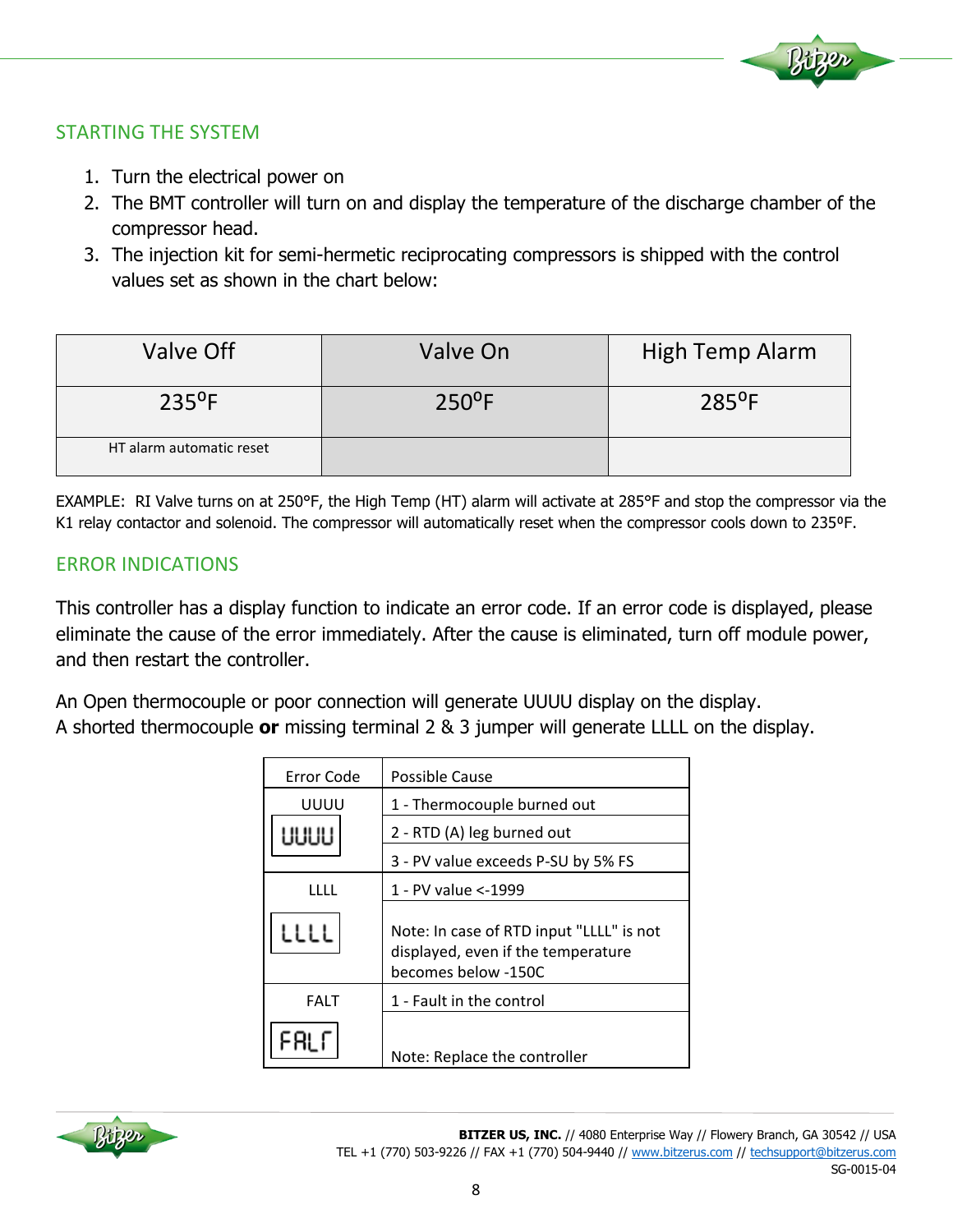## STARTING THE SYSTEM

1. Turn the electrical power on
2. The BMT controller will turn on and display the temperature of the discharge chamber of the compressor head.
3. The injection kit for semi-hermetic reciprocating compressors is shipped with the control values set as shown in the chart below:

| Valve Off | Valve On | High Temp Alarm |
|---|---|---|
| 235ºF | 250ºF | 285ºF |
| HT alarm automatic reset | | |

EXAMPLE: RI Valve turns on at 250°F, the High Temp (HT) alarm will activate at 285°F and stop the compressor via the K1 relay contactor and solenoid. The compressor will automatically reset when the compressor cools down to 235ºF.

## ERROR INDICATIONS

This controller has a display function to indicate an error code. If an error code is displayed, please eliminate the cause of the error immediately. After the cause is eliminated, turn off module power, and then restart the controller.

An Open thermocouple or poor connection will generate UUUU display on the display.
A shorted thermocouple **or** missing terminal 2 & 3 jumper will generate LLLL on the display.

| Error Code | Possible Cause |
|---|---|
| UUUU | 1 - Thermocouple burned out |
| | 2 - RTD (A) leg burned out |
| | 3 - PV value exceeds P-SU by 5% FS |
| LLLL | 1 - PV value <-1999 |
| | Note: In case of RTD input "LLLL" is not displayed, even if the temperature becomes below -150C |
| FALT | 1 - Fault in the control |
| | Note: Replace the controller |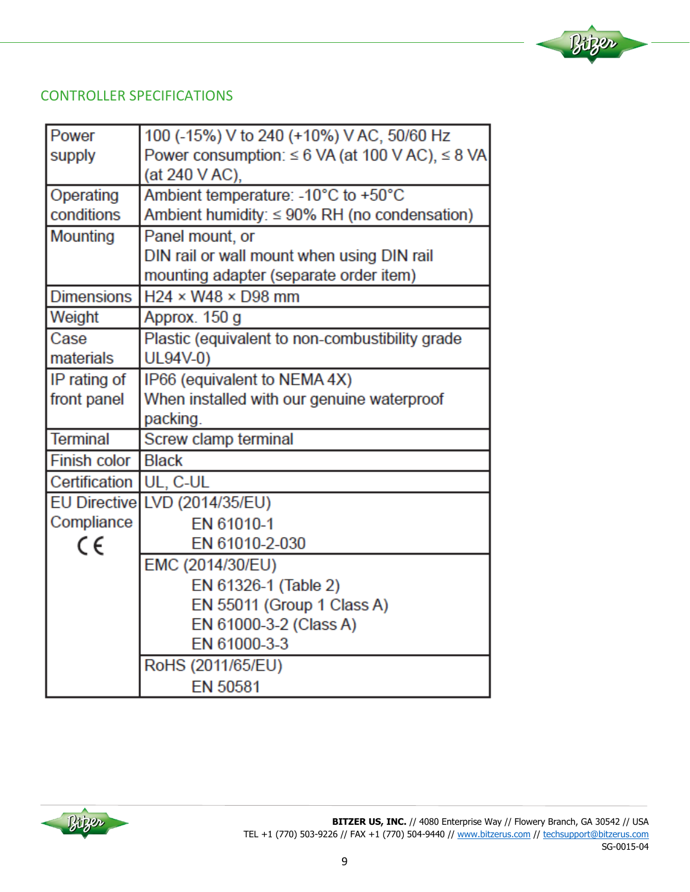## CONTROLLER SPECIFICATIONS

| | |
|---|---|
| Power supply | 100 (-15%) V to 240 (+10%) V AC, 50/60 Hz<br>Power consumption: ≤ 6 VA (at 100 V AC), ≤ 8 VA (at 240 V AC), |
| Operating conditions | Ambient temperature: -10°C to +50°C<br>Ambient humidity: ≤ 90% RH (no condensation) |
| Mounting | Panel mount, or<br>DIN rail or wall mount when using DIN rail mounting adapter (separate order item) |
| Dimensions | H24 × W48 × D98 mm |
| Weight | Approx. 150 g |
| Case materials | Plastic (equivalent to non-combustibility grade UL94V-0) |
| IP rating of front panel | IP66 (equivalent to NEMA 4X)<br>When installed with our genuine waterproof packing. |
| Terminal | Screw clamp terminal |
| Finish color | Black |
| Certification | UL, C-UL |
| EU Directive Compliance<br>CE | LVD (2014/35/EU)<br>EN 61010-1<br>EN 61010-2-030 |
| | EMC (2014/30/EU)<br>EN 61326-1 (Table 2)<br>EN 55011 (Group 1 Class A)<br>EN 61000-3-2 (Class A)<br>EN 61000-3-3 |
| | RoHS (2011/65/EU)<br>EN 50581 |

**BITZER US, INC.** // 4080 Enterprise Way // Flowery Branch, GA 30542 // USA
TEL +1 (770) 503-9226 // FAX +1 (770) 504-9440 // www.bitzerus.com // techsupport@bitzerus.com
SG-0015-04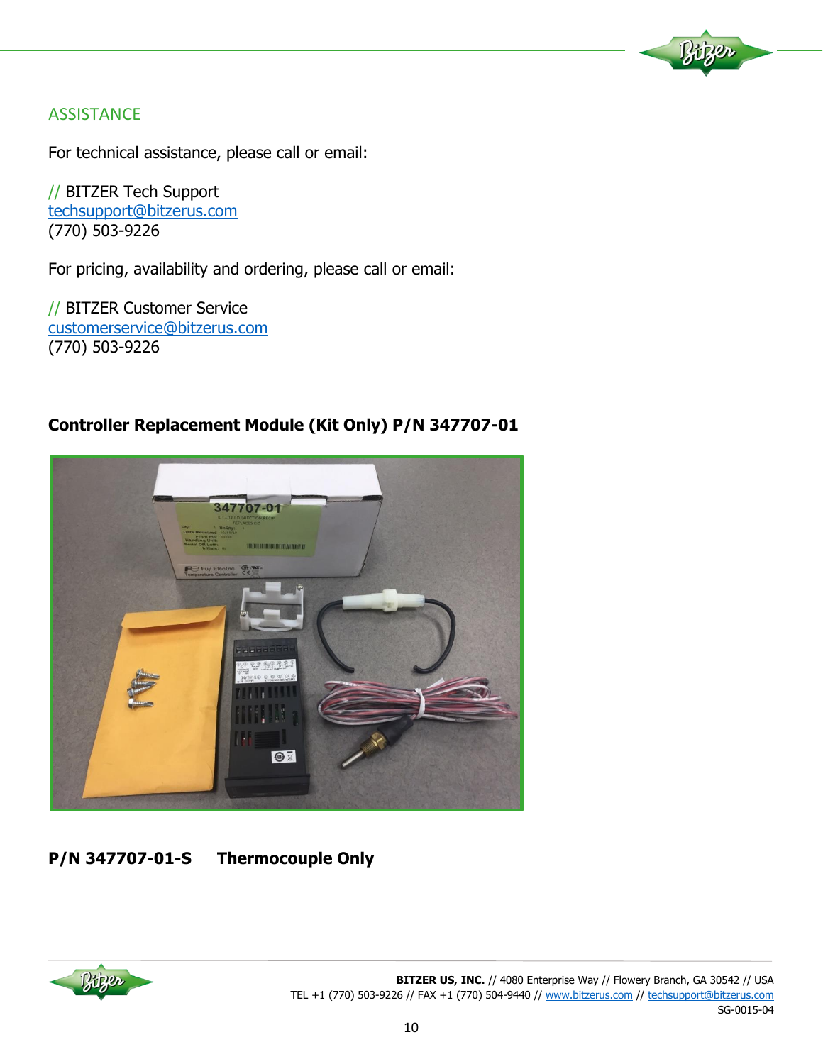## ASSISTANCE

For technical assistance, please call or email:

// BITZER Tech Support
techsupport@bitzerus.com
(770) 503-9226

For pricing, availability and ordering, please call or email:

// BITZER Customer Service
customerservice@bitzerus.com
(770) 503-9226

**Controller Replacement Module (Kit Only) P/N 347707-01**

**P/N 347707-01-S Thermocouple Only**